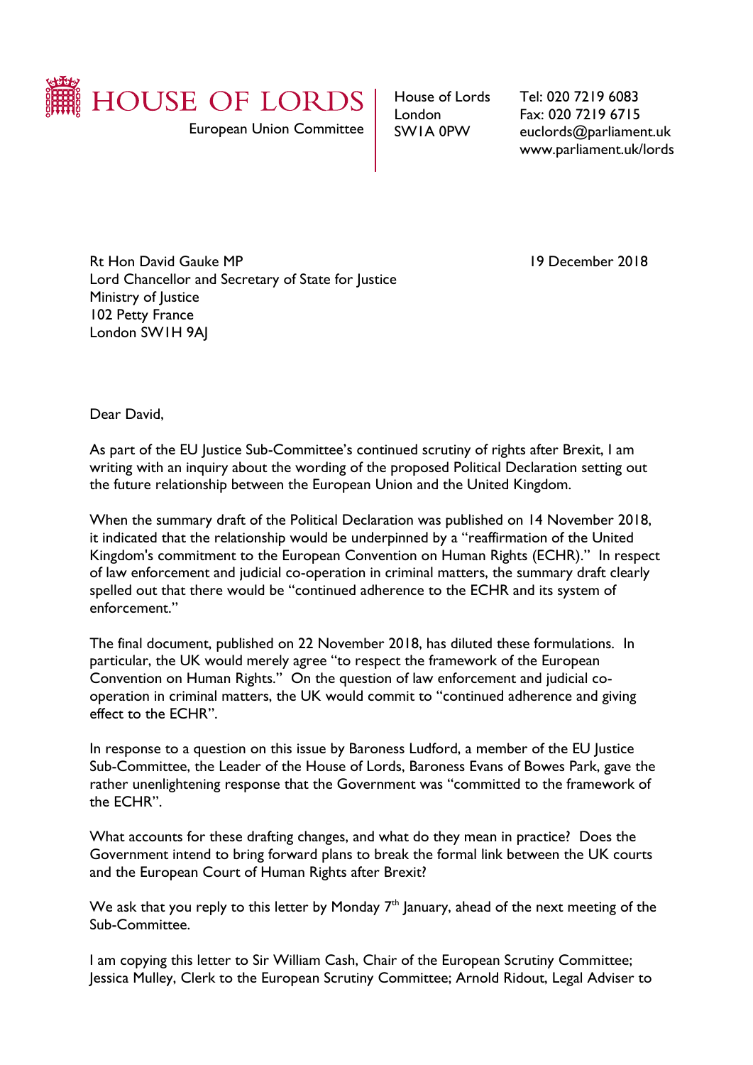# HOUSE OF LORDS

European Union Committee

House of Lords
London
SW1A 0PW

Tel: 020 7219 6083
Fax: 020 7219 6715
euclords@parliament.uk
www.parliament.uk/lords

Rt Hon David Gauke MP
Lord Chancellor and Secretary of State for Justice
Ministry of Justice
102 Petty France
London SW1H 9AJ

19 December 2018

Dear David,

As part of the EU Justice Sub-Committee's continued scrutiny of rights after Brexit, I am writing with an inquiry about the wording of the proposed Political Declaration setting out the future relationship between the European Union and the United Kingdom.

When the summary draft of the Political Declaration was published on 14 November 2018, it indicated that the relationship would be underpinned by a "reaffirmation of the United Kingdom's commitment to the European Convention on Human Rights (ECHR)." In respect of law enforcement and judicial co-operation in criminal matters, the summary draft clearly spelled out that there would be "continued adherence to the ECHR and its system of enforcement."

The final document, published on 22 November 2018, has diluted these formulations. In particular, the UK would merely agree "to respect the framework of the European Convention on Human Rights." On the question of law enforcement and judicial co-operation in criminal matters, the UK would commit to "continued adherence and giving effect to the ECHR".

In response to a question on this issue by Baroness Ludford, a member of the EU Justice Sub-Committee, the Leader of the House of Lords, Baroness Evans of Bowes Park, gave the rather unenlightening response that the Government was "committed to the framework of the ECHR".

What accounts for these drafting changes, and what do they mean in practice? Does the Government intend to bring forward plans to break the formal link between the UK courts and the European Court of Human Rights after Brexit?

We ask that you reply to this letter by Monday 7th January, ahead of the next meeting of the Sub-Committee.

I am copying this letter to Sir William Cash, Chair of the European Scrutiny Committee; Jessica Mulley, Clerk to the European Scrutiny Committee; Arnold Ridout, Legal Adviser to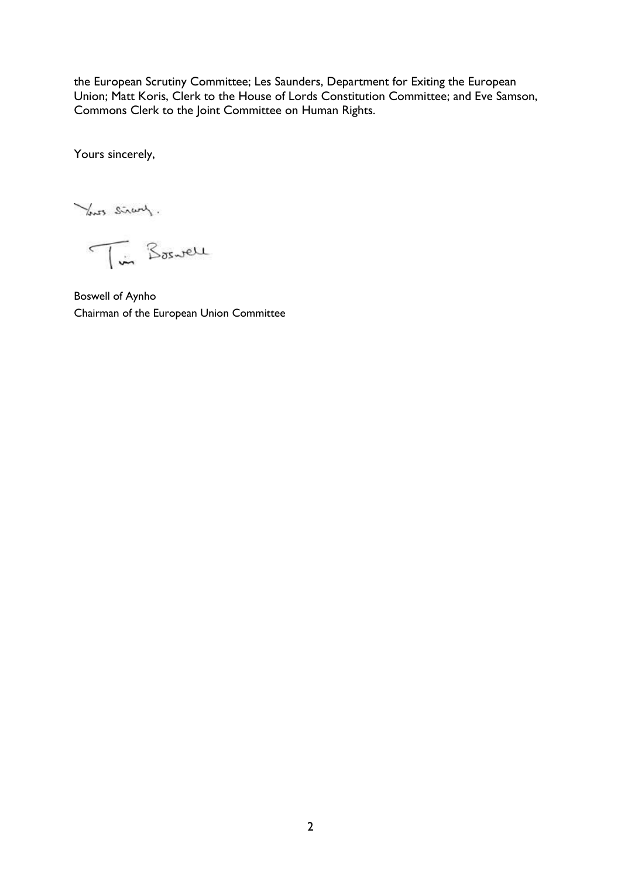the European Scrutiny Committee; Les Saunders, Department for Exiting the European Union; Matt Koris, Clerk to the House of Lords Constitution Committee; and Eve Samson, Commons Clerk to the Joint Committee on Human Rights.

Yours sincerely,

Yours sincerely.

Tim Boswell

Boswell of Aynho
Chairman of the European Union Committee